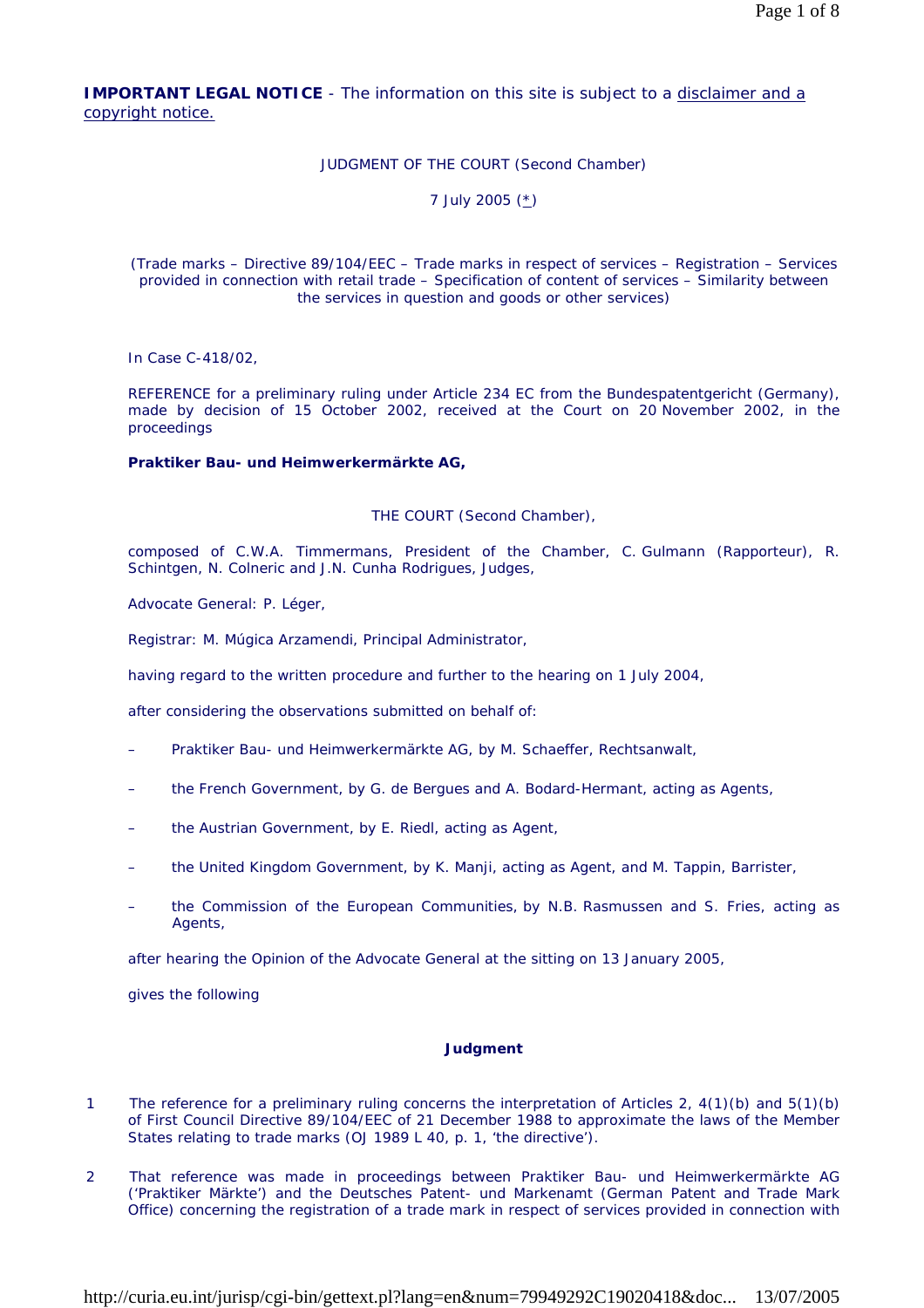**IMPORTANT LEGAL NOTICE** - The information on this site is subject to a disclaimer and a copyright notice.

JUDGMENT OF THE COURT (Second Chamber)

7 July 2005 (*)

(Trade marks – Directive 89/104/EEC – Trade marks in respect of services – Registration – Services provided in connection with retail trade – Specification of content of services – Similarity between the services in question and goods or other services)

In Case C-418/02,

REFERENCE for a preliminary ruling under Article 234 EC from the Bundespatentgericht (Germany), made by decision of 15 October 2002, received at the Court on 20 November 2002, in the proceedings

**Praktiker Bau- und Heimwerkermärkte AG,**

THE COURT (Second Chamber),

composed of C.W.A. Timmermans, President of the Chamber, C. Gulmann (Rapporteur), R. Schintgen, N. Colneric and J.N. Cunha Rodrigues, Judges,

Advocate General: P. Léger,

Registrar: M. Múgica Arzamendi, Principal Administrator,

having regard to the written procedure and further to the hearing on 1 July 2004,

after considering the observations submitted on behalf of:

– Praktiker Bau- und Heimwerkermärkte AG, by M. Schaeffer, Rechtsanwalt,

– the French Government, by G. de Bergues and A. Bodard-Hermant, acting as Agents,

– the Austrian Government, by E. Riedl, acting as Agent,

– the United Kingdom Government, by K. Manji, acting as Agent, and M. Tappin, Barrister,

– the Commission of the European Communities, by N.B. Rasmussen and S. Fries, acting as Agents,

after hearing the Opinion of the Advocate General at the sitting on 13 January 2005,

gives the following

**Judgment**

1 The reference for a preliminary ruling concerns the interpretation of Articles 2, 4(1)(b) and 5(1)(b) of First Council Directive 89/104/EEC of 21 December 1988 to approximate the laws of the Member States relating to trade marks (OJ 1989 L 40, p. 1, 'the directive').

2 That reference was made in proceedings between Praktiker Bau- und Heimwerkermärkte AG ('Praktiker Märkte') and the Deutsches Patent- und Markenamt (German Patent and Trade Mark Office) concerning the registration of a trade mark in respect of services provided in connection with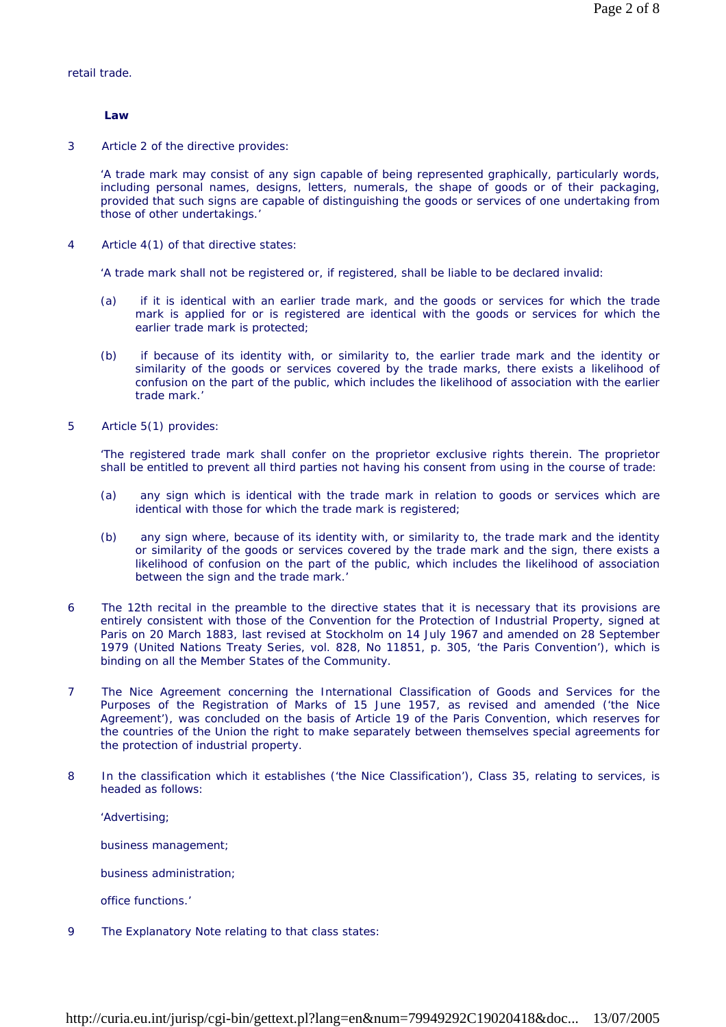retail trade.

**Law**

3 Article 2 of the directive provides:

> 'A trade mark may consist of any sign capable of being represented graphically, particularly words, including personal names, designs, letters, numerals, the shape of goods or of their packaging, provided that such signs are capable of distinguishing the goods or services of one undertaking from those of other undertakings.'

4 Article 4(1) of that directive states:

> 'A trade mark shall not be registered or, if registered, shall be liable to be declared invalid:
>
> (a) if it is identical with an earlier trade mark, and the goods or services for which the trade mark is applied for or is registered are identical with the goods or services for which the earlier trade mark is protected;
>
> (b) if because of its identity with, or similarity to, the earlier trade mark and the identity or similarity of the goods or services covered by the trade marks, there exists a likelihood of confusion on the part of the public, which includes the likelihood of association with the earlier trade mark.'

5 Article 5(1) provides:

> 'The registered trade mark shall confer on the proprietor exclusive rights therein. The proprietor shall be entitled to prevent all third parties not having his consent from using in the course of trade:
>
> (a) any sign which is identical with the trade mark in relation to goods or services which are identical with those for which the trade mark is registered;
>
> (b) any sign where, because of its identity with, or similarity to, the trade mark and the identity or similarity of the goods or services covered by the trade mark and the sign, there exists a likelihood of confusion on the part of the public, which includes the likelihood of association between the sign and the trade mark.'

6 The 12th recital in the preamble to the directive states that it is necessary that its provisions are entirely consistent with those of the Convention for the Protection of Industrial Property, signed at Paris on 20 March 1883, last revised at Stockholm on 14 July 1967 and amended on 28 September 1979 (United Nations Treaty Series, vol. 828, No 11851, p. 305, 'the Paris Convention'), which is binding on all the Member States of the Community.

7 The Nice Agreement concerning the International Classification of Goods and Services for the Purposes of the Registration of Marks of 15 June 1957, as revised and amended ('the Nice Agreement'), was concluded on the basis of Article 19 of the Paris Convention, which reserves for the countries of the Union the right to make separately between themselves special agreements for the protection of industrial property.

8 In the classification which it establishes ('the Nice Classification'), Class 35, relating to services, is headed as follows:

> 'Advertising;
>
> business management;
>
> business administration;
>
> office functions.'

9 The Explanatory Note relating to that class states: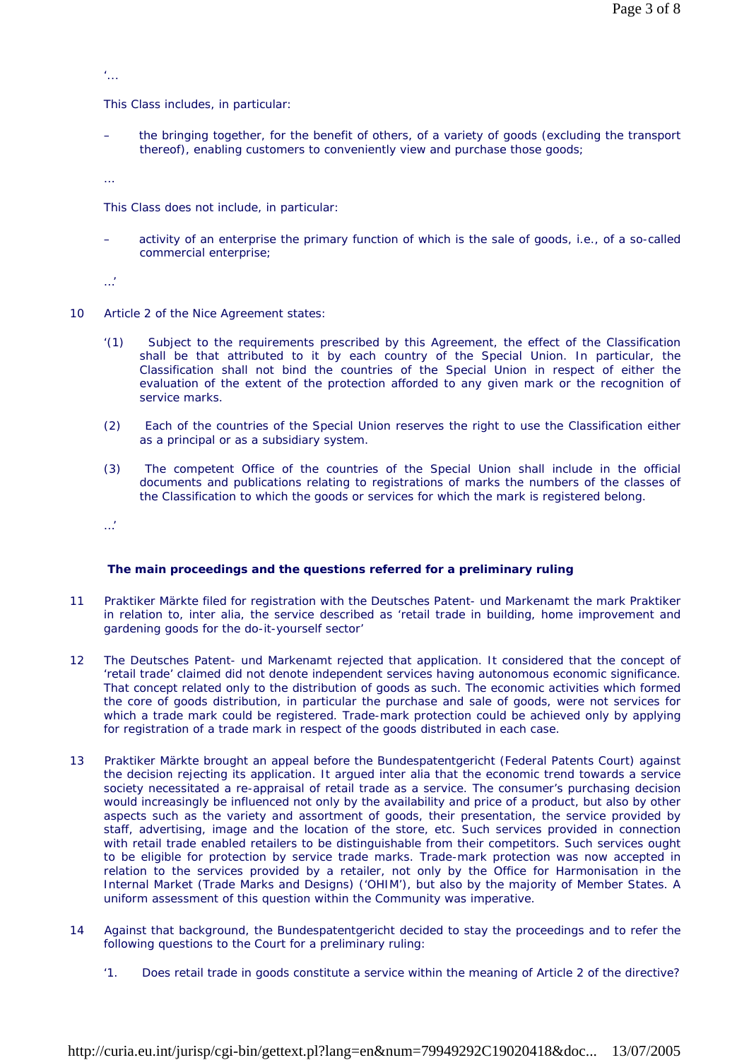'…

This Class includes, in particular:

– the bringing together, for the benefit of others, of a variety of goods (excluding the transport thereof), enabling customers to conveniently view and purchase those goods;

…

This Class does not include, in particular:

– activity of an enterprise the primary function of which is the sale of goods, i.e., of a so-called commercial enterprise;

…'

10 Article 2 of the Nice Agreement states:

'(1) Subject to the requirements prescribed by this Agreement, the effect of the Classification shall be that attributed to it by each country of the Special Union. In particular, the Classification shall not bind the countries of the Special Union in respect of either the evaluation of the extent of the protection afforded to any given mark or the recognition of service marks.

(2) Each of the countries of the Special Union reserves the right to use the Classification either as a principal or as a subsidiary system.

(3) The competent Office of the countries of the Special Union shall include in the official documents and publications relating to registrations of marks the numbers of the classes of the Classification to which the goods or services for which the mark is registered belong.

…'

## The main proceedings and the questions referred for a preliminary ruling

11 Praktiker Märkte filed for registration with the Deutsches Patent- und Markenamt the mark Praktiker in relation to, inter alia, the service described as 'retail trade in building, home improvement and gardening goods for the do-it-yourself sector'

12 The Deutsches Patent- und Markenamt rejected that application. It considered that the concept of 'retail trade' claimed did not denote independent services having autonomous economic significance. That concept related only to the distribution of goods as such. The economic activities which formed the core of goods distribution, in particular the purchase and sale of goods, were not services for which a trade mark could be registered. Trade-mark protection could be achieved only by applying for registration of a trade mark in respect of the goods distributed in each case.

13 Praktiker Märkte brought an appeal before the Bundespatentgericht (Federal Patents Court) against the decision rejecting its application. It argued inter alia that the economic trend towards a service society necessitated a re-appraisal of retail trade as a service. The consumer's purchasing decision would increasingly be influenced not only by the availability and price of a product, but also by other aspects such as the variety and assortment of goods, their presentation, the service provided by staff, advertising, image and the location of the store, etc. Such services provided in connection with retail trade enabled retailers to be distinguishable from their competitors. Such services ought to be eligible for protection by service trade marks. Trade-mark protection was now accepted in relation to the services provided by a retailer, not only by the Office for Harmonisation in the Internal Market (Trade Marks and Designs) ('OHIM'), but also by the majority of Member States. A uniform assessment of this question within the Community was imperative.

14 Against that background, the Bundespatentgericht decided to stay the proceedings and to refer the following questions to the Court for a preliminary ruling:

'1. Does retail trade in goods constitute a service within the meaning of Article 2 of the directive?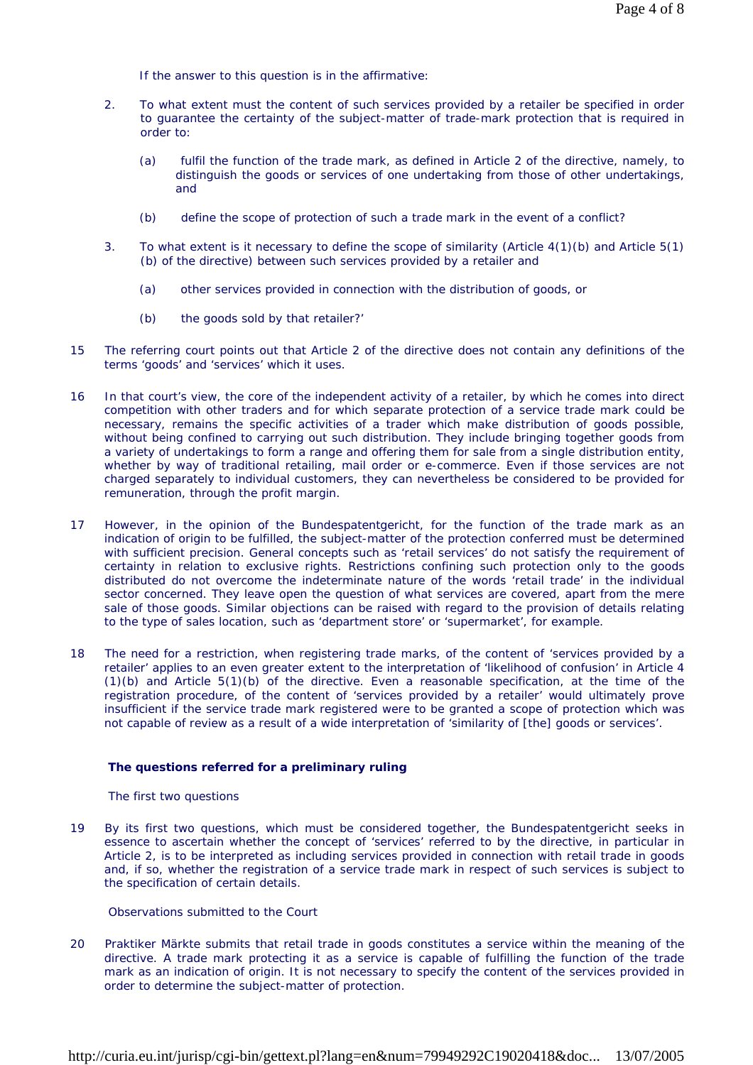If the answer to this question is in the affirmative:

2. To what extent must the content of such services provided by a retailer be specified in order to guarantee the certainty of the subject-matter of trade-mark protection that is required in order to:

   (a) fulfil the function of the trade mark, as defined in Article 2 of the directive, namely, to distinguish the goods or services of one undertaking from those of other undertakings, and

   (b) define the scope of protection of such a trade mark in the event of a conflict?

3. To what extent is it necessary to define the scope of similarity (Article 4(1)(b) and Article 5(1)(b) of the directive) between such services provided by a retailer and

   (a) other services provided in connection with the distribution of goods, or

   (b) the goods sold by that retailer?'

15 The referring court points out that Article 2 of the directive does not contain any definitions of the terms 'goods' and 'services' which it uses.

16 In that court's view, the core of the independent activity of a retailer, by which he comes into direct competition with other traders and for which separate protection of a service trade mark could be necessary, remains the specific activities of a trader which make distribution of goods possible, without being confined to carrying out such distribution. They include bringing together goods from a variety of undertakings to form a range and offering them for sale from a single distribution entity, whether by way of traditional retailing, mail order or e-commerce. Even if those services are not charged separately to individual customers, they can nevertheless be considered to be provided for remuneration, through the profit margin.

17 However, in the opinion of the Bundespatentgericht, for the function of the trade mark as an indication of origin to be fulfilled, the subject-matter of the protection conferred must be determined with sufficient precision. General concepts such as 'retail services' do not satisfy the requirement of certainty in relation to exclusive rights. Restrictions confining such protection only to the goods distributed do not overcome the indeterminate nature of the words 'retail trade' in the individual sector concerned. They leave open the question of what services are covered, apart from the mere sale of those goods. Similar objections can be raised with regard to the provision of details relating to the type of sales location, such as 'department store' or 'supermarket', for example.

18 The need for a restriction, when registering trade marks, of the content of 'services provided by a retailer' applies to an even greater extent to the interpretation of 'likelihood of confusion' in Article 4(1)(b) and Article 5(1)(b) of the directive. Even a reasonable specification, at the time of the registration procedure, of the content of 'services provided by a retailer' would ultimately prove insufficient if the service trade mark registered were to be granted a scope of protection which was not capable of review as a result of a wide interpretation of 'similarity of [the] goods or services'.

**The questions referred for a preliminary ruling**

The first two questions

19 By its first two questions, which must be considered together, the Bundespatentgericht seeks in essence to ascertain whether the concept of 'services' referred to by the directive, in particular in Article 2, is to be interpreted as including services provided in connection with retail trade in goods and, if so, whether the registration of a service trade mark in respect of such services is subject to the specification of certain details.

Observations submitted to the Court

20 Praktiker Märkte submits that retail trade in goods constitutes a service within the meaning of the directive. A trade mark protecting it as a service is capable of fulfilling the function of the trade mark as an indication of origin. It is not necessary to specify the content of the services provided in order to determine the subject-matter of protection.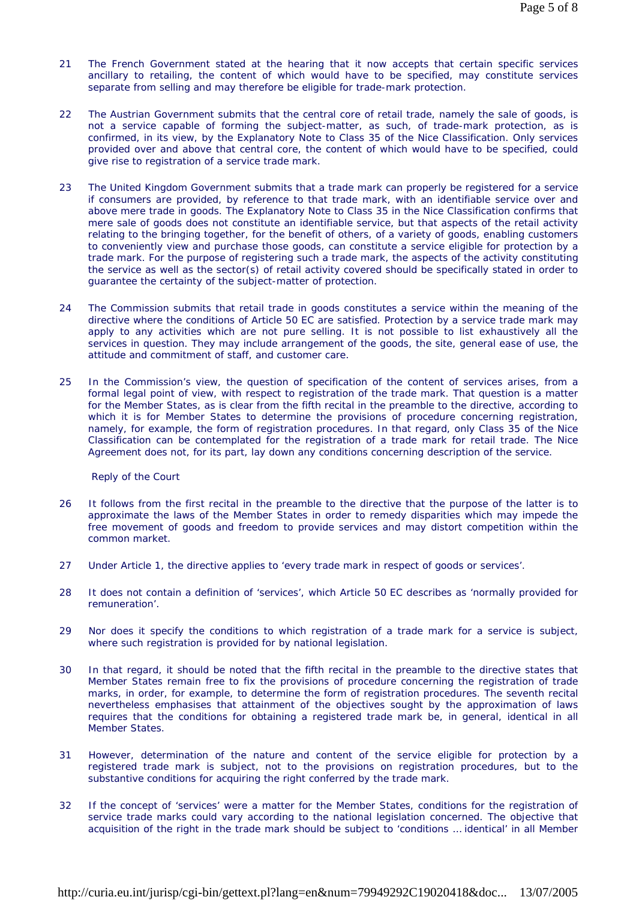21 The French Government stated at the hearing that it now accepts that certain specific services ancillary to retailing, the content of which would have to be specified, may constitute services separate from selling and may therefore be eligible for trade-mark protection.

22 The Austrian Government submits that the central core of retail trade, namely the sale of goods, is not a service capable of forming the subject-matter, as such, of trade-mark protection, as is confirmed, in its view, by the Explanatory Note to Class 35 of the Nice Classification. Only services provided over and above that central core, the content of which would have to be specified, could give rise to registration of a service trade mark.

23 The United Kingdom Government submits that a trade mark can properly be registered for a service if consumers are provided, by reference to that trade mark, with an identifiable service over and above mere trade in goods. The Explanatory Note to Class 35 in the Nice Classification confirms that mere sale of goods does not constitute an identifiable service, but that aspects of the retail activity relating to the bringing together, for the benefit of others, of a variety of goods, enabling customers to conveniently view and purchase those goods, can constitute a service eligible for protection by a trade mark. For the purpose of registering such a trade mark, the aspects of the activity constituting the service as well as the sector(s) of retail activity covered should be specifically stated in order to guarantee the certainty of the subject-matter of protection.

24 The Commission submits that retail trade in goods constitutes a service within the meaning of the directive where the conditions of Article 50 EC are satisfied. Protection by a service trade mark may apply to any activities which are not pure selling. It is not possible to list exhaustively all the services in question. They may include arrangement of the goods, the site, general ease of use, the attitude and commitment of staff, and customer care.

25 In the Commission's view, the question of specification of the content of services arises, from a formal legal point of view, with respect to registration of the trade mark. That question is a matter for the Member States, as is clear from the fifth recital in the preamble to the directive, according to which it is for Member States to determine the provisions of procedure concerning registration, namely, for example, the form of registration procedures. In that regard, only Class 35 of the Nice Classification can be contemplated for the registration of a trade mark for retail trade. The Nice Agreement does not, for its part, lay down any conditions concerning description of the service.

Reply of the Court

26 It follows from the first recital in the preamble to the directive that the purpose of the latter is to approximate the laws of the Member States in order to remedy disparities which may impede the free movement of goods and freedom to provide services and may distort competition within the common market.

27 Under Article 1, the directive applies to 'every trade mark in respect of goods or services'.

28 It does not contain a definition of 'services', which Article 50 EC describes as 'normally provided for remuneration'.

29 Nor does it specify the conditions to which registration of a trade mark for a service is subject, where such registration is provided for by national legislation.

30 In that regard, it should be noted that the fifth recital in the preamble to the directive states that Member States remain free to fix the provisions of procedure concerning the registration of trade marks, in order, for example, to determine the form of registration procedures. The seventh recital nevertheless emphasises that attainment of the objectives sought by the approximation of laws requires that the conditions for obtaining a registered trade mark be, in general, identical in all Member States.

31 However, determination of the nature and content of the service eligible for protection by a registered trade mark is subject, not to the provisions on registration procedures, but to the substantive conditions for acquiring the right conferred by the trade mark.

32 If the concept of 'services' were a matter for the Member States, conditions for the registration of service trade marks could vary according to the national legislation concerned. The objective that acquisition of the right in the trade mark should be subject to 'conditions ... identical' in all Member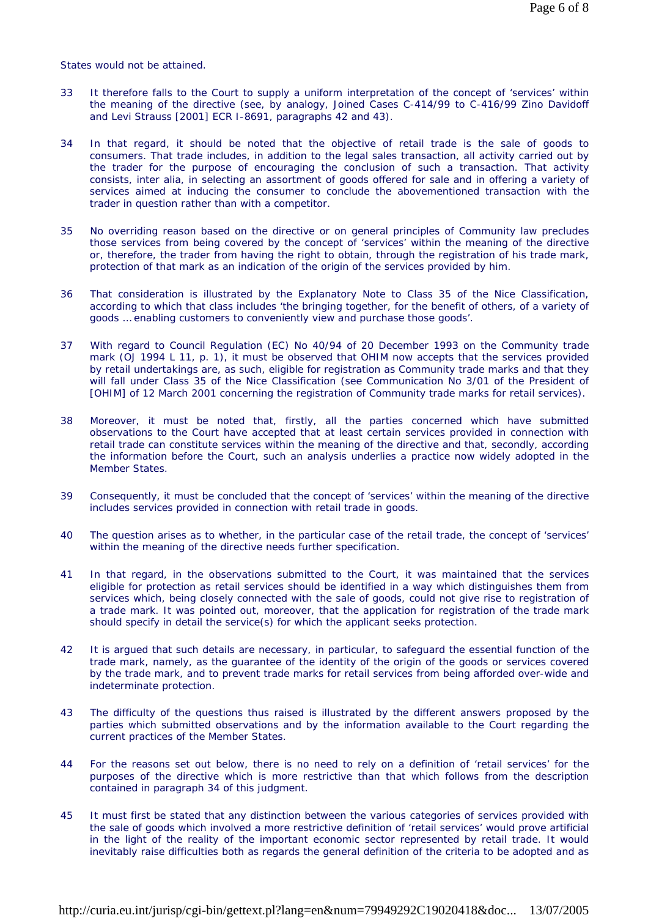States would not be attained.

33 It therefore falls to the Court to supply a uniform interpretation of the concept of 'services' within the meaning of the directive (see, by analogy, Joined Cases C-414/99 to C-416/99 Zino Davidoff and Levi Strauss [2001] ECR I-8691, paragraphs 42 and 43).

34 In that regard, it should be noted that the objective of retail trade is the sale of goods to consumers. That trade includes, in addition to the legal sales transaction, all activity carried out by the trader for the purpose of encouraging the conclusion of such a transaction. That activity consists, inter alia, in selecting an assortment of goods offered for sale and in offering a variety of services aimed at inducing the consumer to conclude the abovementioned transaction with the trader in question rather than with a competitor.

35 No overriding reason based on the directive or on general principles of Community law precludes those services from being covered by the concept of 'services' within the meaning of the directive or, therefore, the trader from having the right to obtain, through the registration of his trade mark, protection of that mark as an indication of the origin of the services provided by him.

36 That consideration is illustrated by the Explanatory Note to Class 35 of the Nice Classification, according to which that class includes 'the bringing together, for the benefit of others, of a variety of goods ... enabling customers to conveniently view and purchase those goods'.

37 With regard to Council Regulation (EC) No 40/94 of 20 December 1993 on the Community trade mark (OJ 1994 L 11, p. 1), it must be observed that OHIM now accepts that the services provided by retail undertakings are, as such, eligible for registration as Community trade marks and that they will fall under Class 35 of the Nice Classification (see Communication No 3/01 of the President of [OHIM] of 12 March 2001 concerning the registration of Community trade marks for retail services).

38 Moreover, it must be noted that, firstly, all the parties concerned which have submitted observations to the Court have accepted that at least certain services provided in connection with retail trade can constitute services within the meaning of the directive and that, secondly, according the information before the Court, such an analysis underlies a practice now widely adopted in the Member States.

39 Consequently, it must be concluded that the concept of 'services' within the meaning of the directive includes services provided in connection with retail trade in goods.

40 The question arises as to whether, in the particular case of the retail trade, the concept of 'services' within the meaning of the directive needs further specification.

41 In that regard, in the observations submitted to the Court, it was maintained that the services eligible for protection as retail services should be identified in a way which distinguishes them from services which, being closely connected with the sale of goods, could not give rise to registration of a trade mark. It was pointed out, moreover, that the application for registration of the trade mark should specify in detail the service(s) for which the applicant seeks protection.

42 It is argued that such details are necessary, in particular, to safeguard the essential function of the trade mark, namely, as the guarantee of the identity of the origin of the goods or services covered by the trade mark, and to prevent trade marks for retail services from being afforded over-wide and indeterminate protection.

43 The difficulty of the questions thus raised is illustrated by the different answers proposed by the parties which submitted observations and by the information available to the Court regarding the current practices of the Member States.

44 For the reasons set out below, there is no need to rely on a definition of 'retail services' for the purposes of the directive which is more restrictive than that which follows from the description contained in paragraph 34 of this judgment.

45 It must first be stated that any distinction between the various categories of services provided with the sale of goods which involved a more restrictive definition of 'retail services' would prove artificial in the light of the reality of the important economic sector represented by retail trade. It would inevitably raise difficulties both as regards the general definition of the criteria to be adopted and as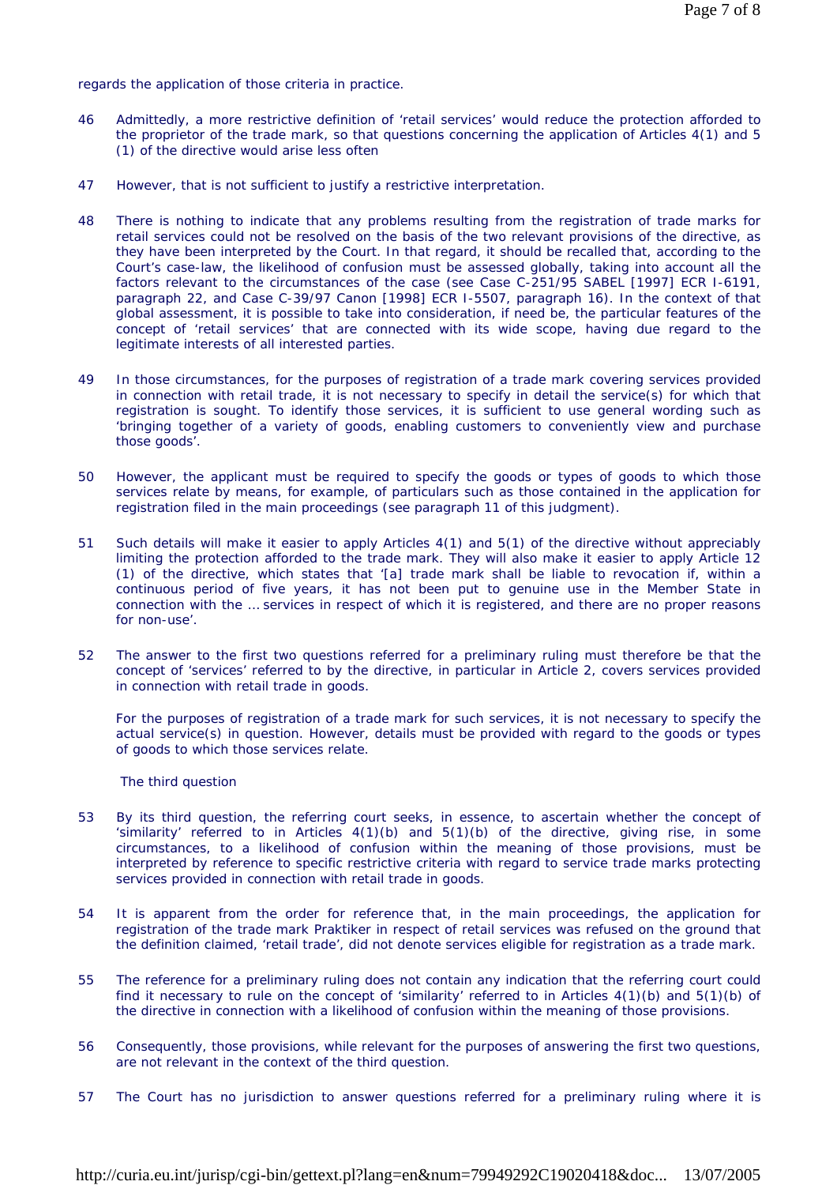regards the application of those criteria in practice.

46 Admittedly, a more restrictive definition of 'retail services' would reduce the protection afforded to the proprietor of the trade mark, so that questions concerning the application of Articles 4(1) and 5 (1) of the directive would arise less often

47 However, that is not sufficient to justify a restrictive interpretation.

48 There is nothing to indicate that any problems resulting from the registration of trade marks for retail services could not be resolved on the basis of the two relevant provisions of the directive, as they have been interpreted by the Court. In that regard, it should be recalled that, according to the Court's case-law, the likelihood of confusion must be assessed globally, taking into account all the factors relevant to the circumstances of the case (see Case C-251/95 SABEL [1997] ECR I-6191, paragraph 22, and Case C-39/97 Canon [1998] ECR I-5507, paragraph 16). In the context of that global assessment, it is possible to take into consideration, if need be, the particular features of the concept of 'retail services' that are connected with its wide scope, having due regard to the legitimate interests of all interested parties.

49 In those circumstances, for the purposes of registration of a trade mark covering services provided in connection with retail trade, it is not necessary to specify in detail the service(s) for which that registration is sought. To identify those services, it is sufficient to use general wording such as 'bringing together of a variety of goods, enabling customers to conveniently view and purchase those goods'.

50 However, the applicant must be required to specify the goods or types of goods to which those services relate by means, for example, of particulars such as those contained in the application for registration filed in the main proceedings (see paragraph 11 of this judgment).

51 Such details will make it easier to apply Articles 4(1) and 5(1) of the directive without appreciably limiting the protection afforded to the trade mark. They will also make it easier to apply Article 12 (1) of the directive, which states that '[a] trade mark shall be liable to revocation if, within a continuous period of five years, it has not been put to genuine use in the Member State in connection with the … services in respect of which it is registered, and there are no proper reasons for non-use'.

52 The answer to the first two questions referred for a preliminary ruling must therefore be that the concept of 'services' referred to by the directive, in particular in Article 2, covers services provided in connection with retail trade in goods.

For the purposes of registration of a trade mark for such services, it is not necessary to specify the actual service(s) in question. However, details must be provided with regard to the goods or types of goods to which those services relate.

The third question

53 By its third question, the referring court seeks, in essence, to ascertain whether the concept of 'similarity' referred to in Articles 4(1)(b) and 5(1)(b) of the directive, giving rise, in some circumstances, to a likelihood of confusion within the meaning of those provisions, must be interpreted by reference to specific restrictive criteria with regard to service trade marks protecting services provided in connection with retail trade in goods.

54 It is apparent from the order for reference that, in the main proceedings, the application for registration of the trade mark Praktiker in respect of retail services was refused on the ground that the definition claimed, 'retail trade', did not denote services eligible for registration as a trade mark.

55 The reference for a preliminary ruling does not contain any indication that the referring court could find it necessary to rule on the concept of 'similarity' referred to in Articles 4(1)(b) and 5(1)(b) of the directive in connection with a likelihood of confusion within the meaning of those provisions.

56 Consequently, those provisions, while relevant for the purposes of answering the first two questions, are not relevant in the context of the third question.

57 The Court has no jurisdiction to answer questions referred for a preliminary ruling where it is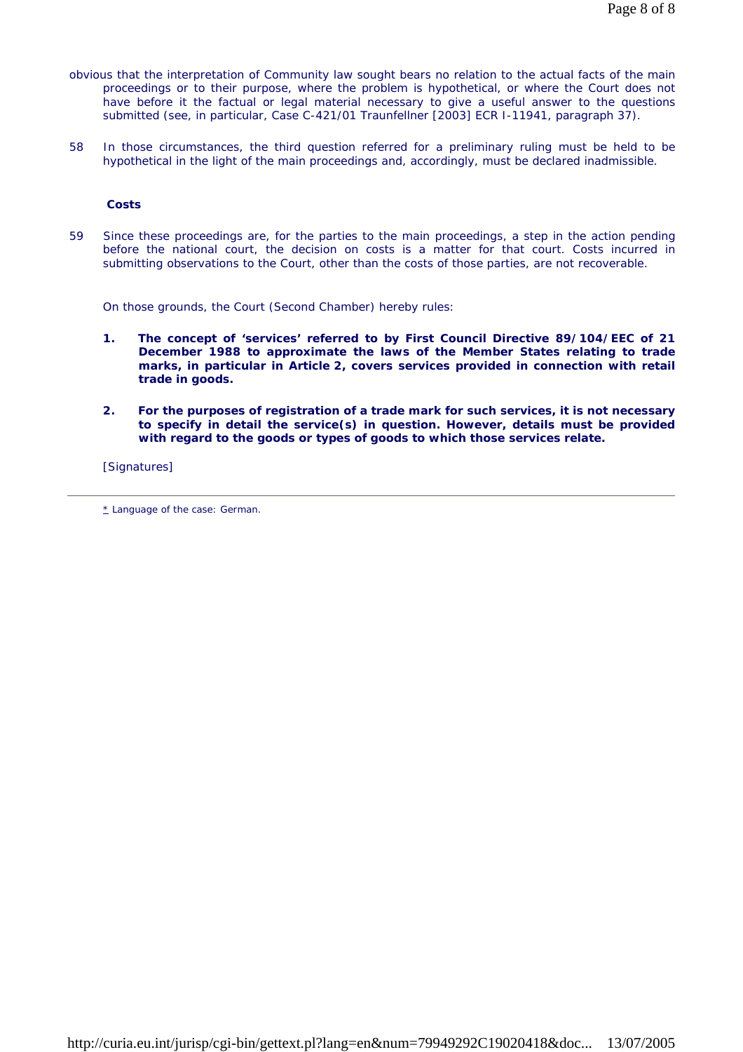obvious that the interpretation of Community law sought bears no relation to the actual facts of the main proceedings or to their purpose, where the problem is hypothetical, or where the Court does not have before it the factual or legal material necessary to give a useful answer to the questions submitted (see, in particular, Case C-421/01 Traunfellner [2003] ECR I-11941, paragraph 37).

58 In those circumstances, the third question referred for a preliminary ruling must be held to be hypothetical in the light of the main proceedings and, accordingly, must be declared inadmissible.

**Costs**

59 Since these proceedings are, for the parties to the main proceedings, a step in the action pending before the national court, the decision on costs is a matter for that court. Costs incurred in submitting observations to the Court, other than the costs of those parties, are not recoverable.

On those grounds, the Court (Second Chamber) hereby rules:

1. **The concept of 'services' referred to by First Council Directive 89/104/EEC of 21 December 1988 to approximate the laws of the Member States relating to trade marks, in particular in Article 2, covers services provided in connection with retail trade in goods.**

2. **For the purposes of registration of a trade mark for such services, it is not necessary to specify in detail the service(s) in question. However, details must be provided with regard to the goods or types of goods to which those services relate.**

[Signatures]

---

* Language of the case: German.